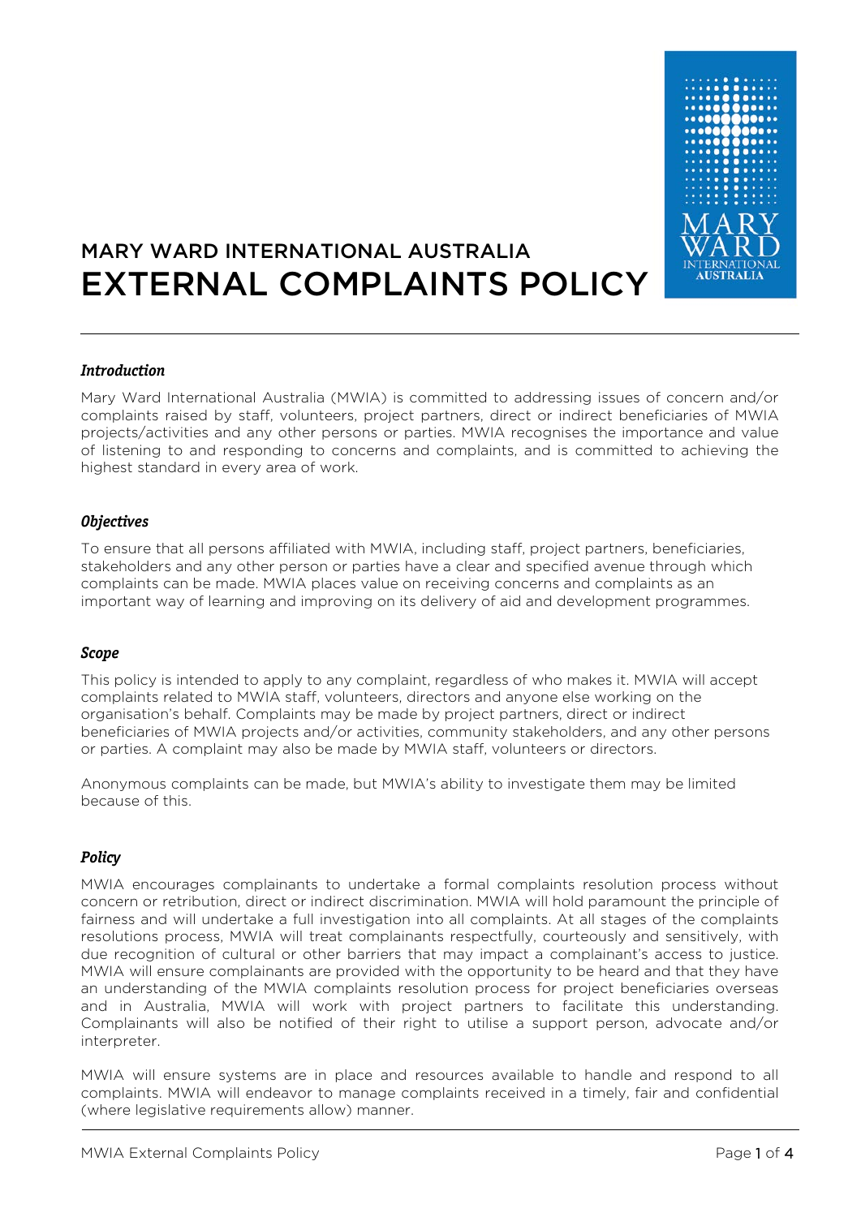# MARY WARD INTERNATIONAL AUSTRALIA
# EXTERNAL COMPLAINTS POLICY

### *Introduction*

Mary Ward International Australia (MWIA) is committed to addressing issues of concern and/or complaints raised by staff, volunteers, project partners, direct or indirect beneficiaries of MWIA projects/activities and any other persons or parties. MWIA recognises the importance and value of listening to and responding to concerns and complaints, and is committed to achieving the highest standard in every area of work.

### *Objectives*

To ensure that all persons affiliated with MWIA, including staff, project partners, beneficiaries, stakeholders and any other person or parties have a clear and specified avenue through which complaints can be made. MWIA places value on receiving concerns and complaints as an important way of learning and improving on its delivery of aid and development programmes.

### *Scope*

This policy is intended to apply to any complaint, regardless of who makes it. MWIA will accept complaints related to MWIA staff, volunteers, directors and anyone else working on the organisation's behalf. Complaints may be made by project partners, direct or indirect beneficiaries of MWIA projects and/or activities, community stakeholders, and any other persons or parties. A complaint may also be made by MWIA staff, volunteers or directors.

Anonymous complaints can be made, but MWIA's ability to investigate them may be limited because of this.

### *Policy*

MWIA encourages complainants to undertake a formal complaints resolution process without concern or retribution, direct or indirect discrimination. MWIA will hold paramount the principle of fairness and will undertake a full investigation into all complaints. At all stages of the complaints resolutions process, MWIA will treat complainants respectfully, courteously and sensitively, with due recognition of cultural or other barriers that may impact a complainant's access to justice. MWIA will ensure complainants are provided with the opportunity to be heard and that they have an understanding of the MWIA complaints resolution process for project beneficiaries overseas and in Australia, MWIA will work with project partners to facilitate this understanding. Complainants will also be notified of their right to utilise a support person, advocate and/or interpreter.

MWIA will ensure systems are in place and resources available to handle and respond to all complaints. MWIA will endeavor to manage complaints received in a timely, fair and confidential (where legislative requirements allow) manner.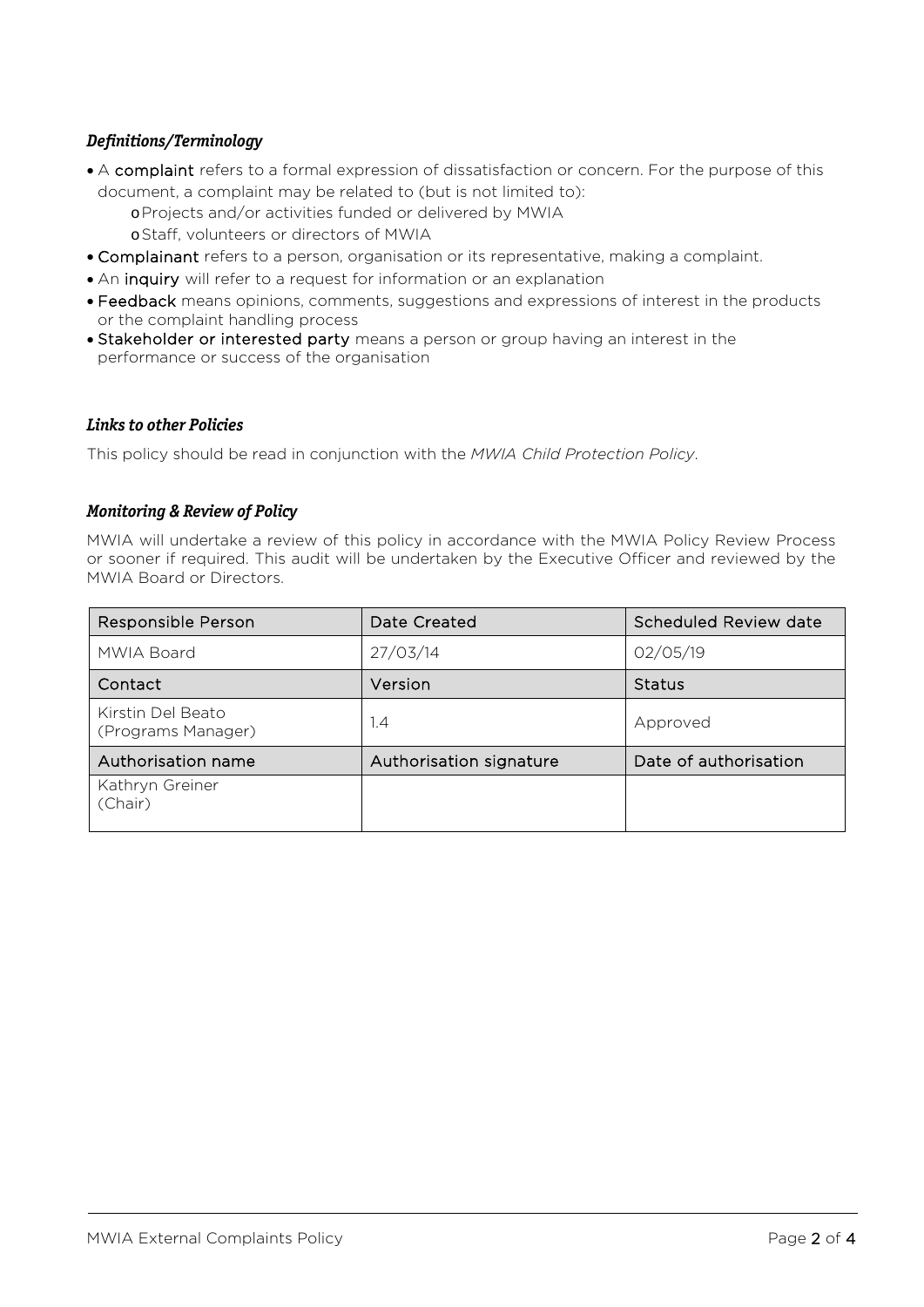### *Definitions/Terminology*

- A **complaint** refers to a formal expression of dissatisfaction or concern. For the purpose of this document, a complaint may be related to (but is not limited to):
  - Projects and/or activities funded or delivered by MWIA
  - Staff, volunteers or directors of MWIA
- **Complainant** refers to a person, organisation or its representative, making a complaint.
- An **inquiry** will refer to a request for information or an explanation
- **Feedback** means opinions, comments, suggestions and expressions of interest in the products or the complaint handling process
- **Stakeholder or interested party** means a person or group having an interest in the performance or success of the organisation

### *Links to other Policies*

This policy should be read in conjunction with the *MWIA Child Protection Policy*.

### *Monitoring & Review of Policy*

MWIA will undertake a review of this policy in accordance with the MWIA Policy Review Process or sooner if required. This audit will be undertaken by the Executive Officer and reviewed by the MWIA Board or Directors.

| Responsible Person | Date Created | Scheduled Review date |
|---|---|---|
| MWIA Board | 27/03/14 | 02/05/19 |
| Contact | Version | Status |
| Kirstin Del Beato (Programs Manager) | 1.4 | Approved |
| Authorisation name | Authorisation signature | Date of authorisation |
| Kathryn Greiner (Chair) | | |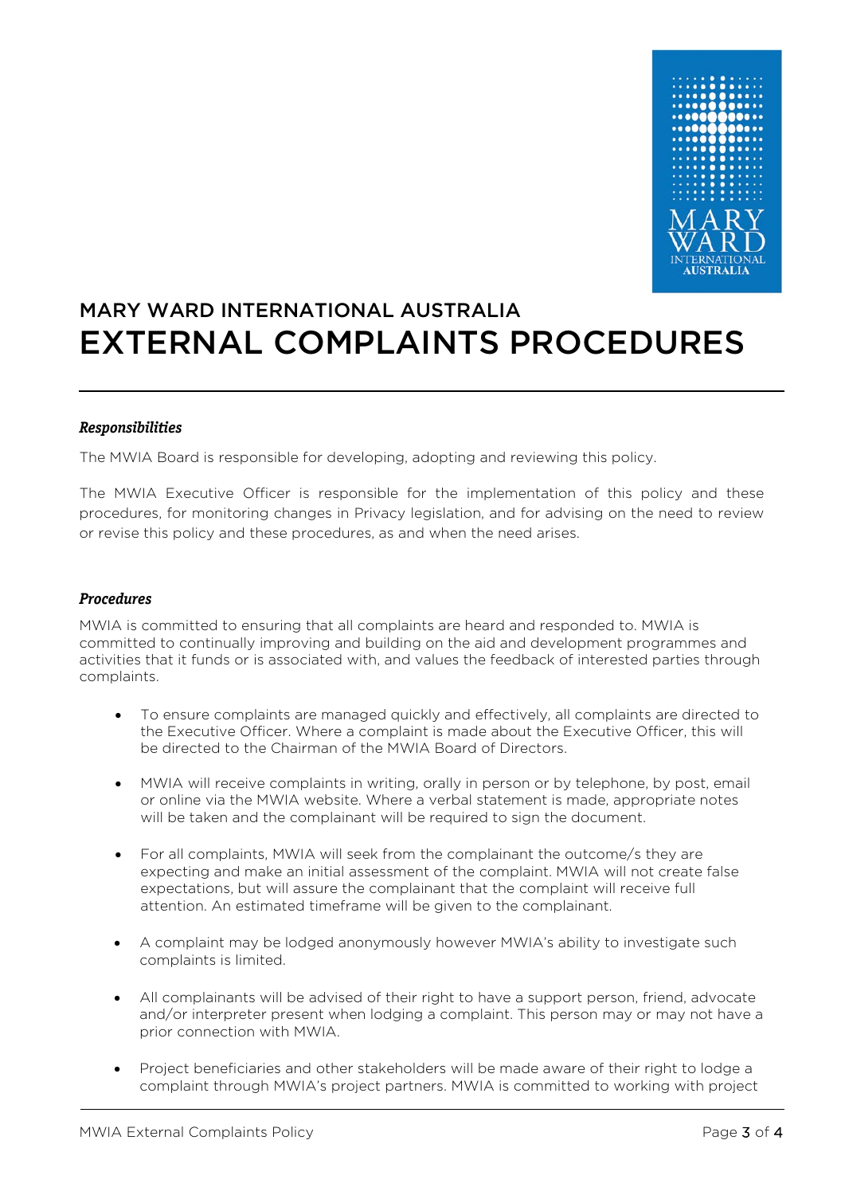# MARY WARD INTERNATIONAL AUSTRALIA
# EXTERNAL COMPLAINTS PROCEDURES

### *Responsibilities*

The MWIA Board is responsible for developing, adopting and reviewing this policy.

The MWIA Executive Officer is responsible for the implementation of this policy and these procedures, for monitoring changes in Privacy legislation, and for advising on the need to review or revise this policy and these procedures, as and when the need arises.

### *Procedures*

MWIA is committed to ensuring that all complaints are heard and responded to. MWIA is committed to continually improving and building on the aid and development programmes and activities that it funds or is associated with, and values the feedback of interested parties through complaints.

- To ensure complaints are managed quickly and effectively, all complaints are directed to the Executive Officer. Where a complaint is made about the Executive Officer, this will be directed to the Chairman of the MWIA Board of Directors.

- MWIA will receive complaints in writing, orally in person or by telephone, by post, email or online via the MWIA website. Where a verbal statement is made, appropriate notes will be taken and the complainant will be required to sign the document.

- For all complaints, MWIA will seek from the complainant the outcome/s they are expecting and make an initial assessment of the complaint. MWIA will not create false expectations, but will assure the complainant that the complaint will receive full attention. An estimated timeframe will be given to the complainant.

- A complaint may be lodged anonymously however MWIA's ability to investigate such complaints is limited.

- All complainants will be advised of their right to have a support person, friend, advocate and/or interpreter present when lodging a complaint. This person may or may not have a prior connection with MWIA.

- Project beneficiaries and other stakeholders will be made aware of their right to lodge a complaint through MWIA's project partners. MWIA is committed to working with project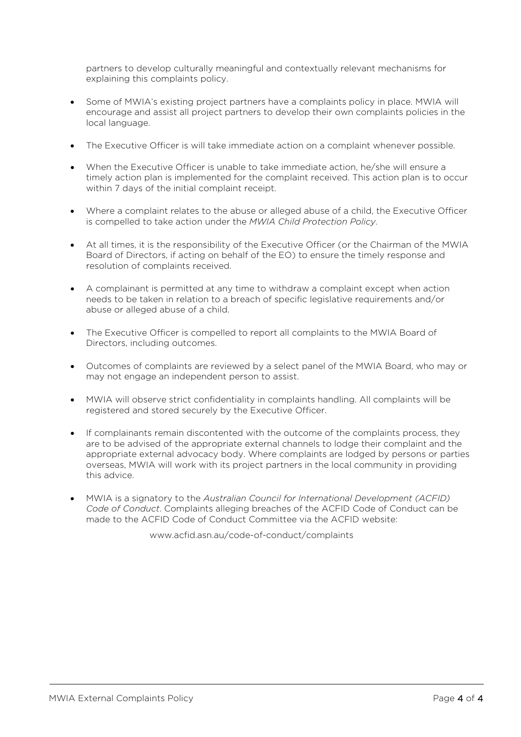partners to develop culturally meaningful and contextually relevant mechanisms for explaining this complaints policy.

- Some of MWIA's existing project partners have a complaints policy in place. MWIA will encourage and assist all project partners to develop their own complaints policies in the local language.
- The Executive Officer is will take immediate action on a complaint whenever possible.
- When the Executive Officer is unable to take immediate action, he/she will ensure a timely action plan is implemented for the complaint received. This action plan is to occur within 7 days of the initial complaint receipt.
- Where a complaint relates to the abuse or alleged abuse of a child, the Executive Officer is compelled to take action under the *MWIA Child Protection Policy*.
- At all times, it is the responsibility of the Executive Officer (or the Chairman of the MWIA Board of Directors, if acting on behalf of the EO) to ensure the timely response and resolution of complaints received.
- A complainant is permitted at any time to withdraw a complaint except when action needs to be taken in relation to a breach of specific legislative requirements and/or abuse or alleged abuse of a child.
- The Executive Officer is compelled to report all complaints to the MWIA Board of Directors, including outcomes.
- Outcomes of complaints are reviewed by a select panel of the MWIA Board, who may or may not engage an independent person to assist.
- MWIA will observe strict confidentiality in complaints handling. All complaints will be registered and stored securely by the Executive Officer.
- If complainants remain discontented with the outcome of the complaints process, they are to be advised of the appropriate external channels to lodge their complaint and the appropriate external advocacy body. Where complaints are lodged by persons or parties overseas, MWIA will work with its project partners in the local community in providing this advice.
- MWIA is a signatory to the *Australian Council for International Development (ACFID) Code of Conduct*. Complaints alleging breaches of the ACFID Code of Conduct can be made to the ACFID Code of Conduct Committee via the ACFID website:

  www.acfid.asn.au/code-of-conduct/complaints